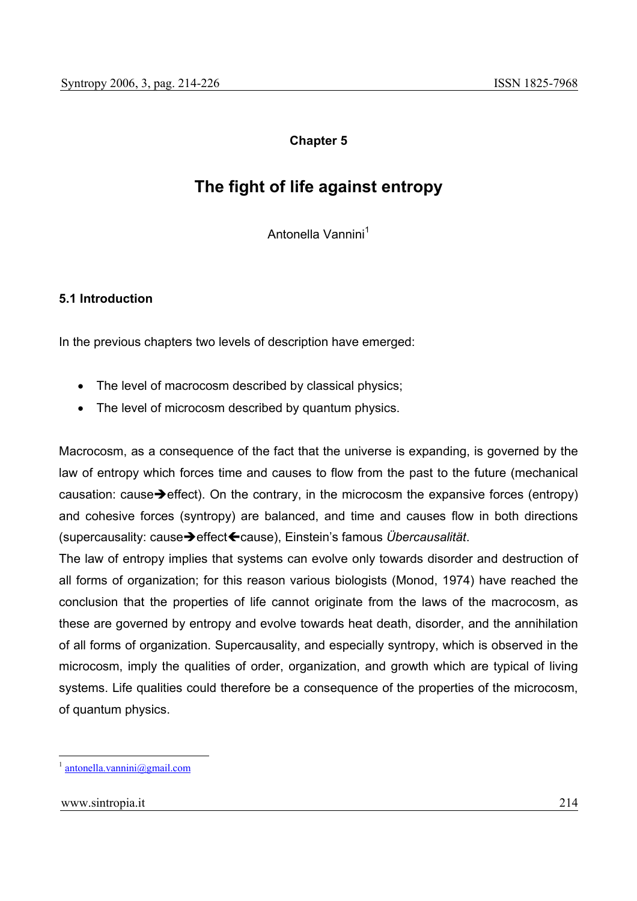**Chapter 5**

# The fight of life against entropy

Antonella Vannini[1]

## 5.1 Introduction

In the previous chapters two levels of description have emerged:

- The level of macrocosm described by classical physics;
- The level of microcosm described by quantum physics.

Macrocosm, as a consequence of the fact that the universe is expanding, is governed by the law of entropy which forces time and causes to flow from the past to the future (mechanical causation: cause➔effect). On the contrary, in the microcosm the expansive forces (entropy) and cohesive forces (syntropy) are balanced, and time and causes flow in both directions (supercausality: cause➔effect🡐cause), Einstein's famous *Übercausalität*.

The law of entropy implies that systems can evolve only towards disorder and destruction of all forms of organization; for this reason various biologists (Monod, 1974) have reached the conclusion that the properties of life cannot originate from the laws of the macrocosm, as these are governed by entropy and evolve towards heat death, disorder, and the annihilation of all forms of organization. Supercausality, and especially syntropy, which is observed in the microcosm, imply the qualities of order, organization, and growth which are typical of living systems. Life qualities could therefore be a consequence of the properties of the microcosm, of quantum physics.

[1] antonella.vannini@gmail.com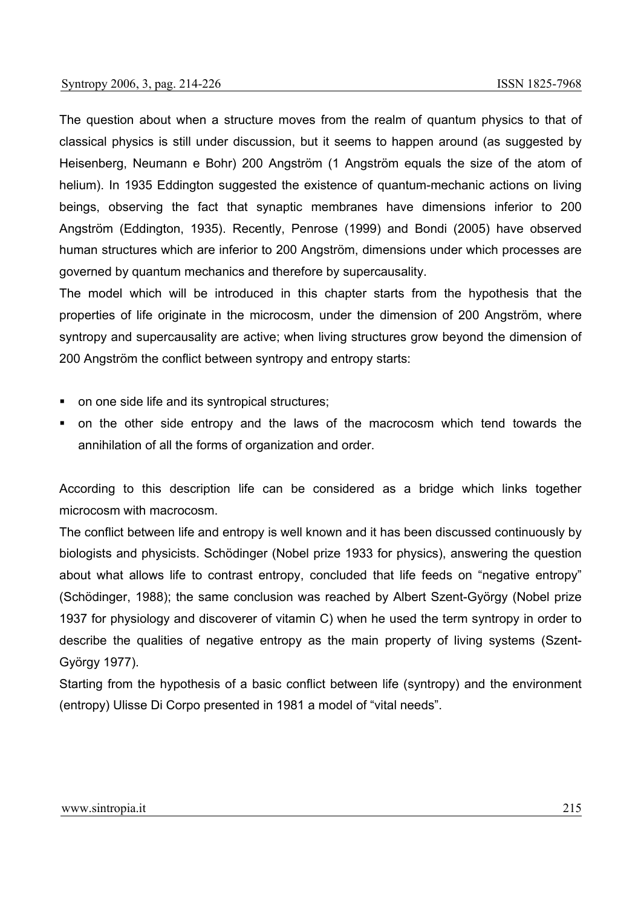The question about when a structure moves from the realm of quantum physics to that of classical physics is still under discussion, but it seems to happen around (as suggested by Heisenberg, Neumann e Bohr) 200 Angström (1 Angström equals the size of the atom of helium). In 1935 Eddington suggested the existence of quantum-mechanic actions on living beings, observing the fact that synaptic membranes have dimensions inferior to 200 Angström (Eddington, 1935). Recently, Penrose (1999) and Bondi (2005) have observed human structures which are inferior to 200 Angström, dimensions under which processes are governed by quantum mechanics and therefore by supercausality.

The model which will be introduced in this chapter starts from the hypothesis that the properties of life originate in the microcosm, under the dimension of 200 Angström, where syntropy and supercausality are active; when living structures grow beyond the dimension of 200 Angström the conflict between syntropy and entropy starts:

- on one side life and its syntropical structures;
- on the other side entropy and the laws of the macrocosm which tend towards the annihilation of all the forms of organization and order.

According to this description life can be considered as a bridge which links together microcosm with macrocosm.

The conflict between life and entropy is well known and it has been discussed continuously by biologists and physicists. Schödinger (Nobel prize 1933 for physics), answering the question about what allows life to contrast entropy, concluded that life feeds on "negative entropy" (Schödinger, 1988); the same conclusion was reached by Albert Szent-György (Nobel prize 1937 for physiology and discoverer of vitamin C) when he used the term syntropy in order to describe the qualities of negative entropy as the main property of living systems (Szent-György 1977).

Starting from the hypothesis of a basic conflict between life (syntropy) and the environment (entropy) Ulisse Di Corpo presented in 1981 a model of "vital needs".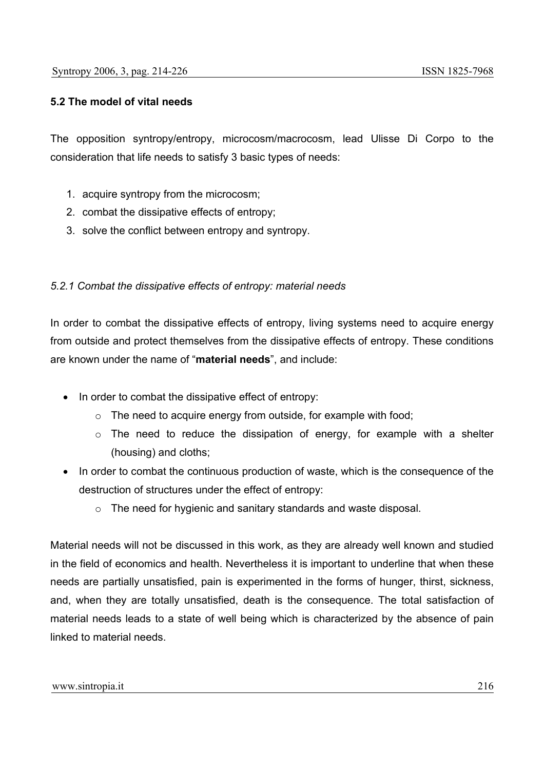## 5.2 The model of vital needs

The opposition syntropy/entropy, microcosm/macrocosm, lead Ulisse Di Corpo to the consideration that life needs to satisfy 3 basic types of needs:

1. acquire syntropy from the microcosm;
2. combat the dissipative effects of entropy;
3. solve the conflict between entropy and syntropy.

### *5.2.1 Combat the dissipative effects of entropy: material needs*

In order to combat the dissipative effects of entropy, living systems need to acquire energy from outside and protect themselves from the dissipative effects of entropy. These conditions are known under the name of "**material needs**", and include:

- In order to combat the dissipative effect of entropy:
  - The need to acquire energy from outside, for example with food;
  - The need to reduce the dissipation of energy, for example with a shelter (housing) and cloths;
- In order to combat the continuous production of waste, which is the consequence of the destruction of structures under the effect of entropy:
  - The need for hygienic and sanitary standards and waste disposal.

Material needs will not be discussed in this work, as they are already well known and studied in the field of economics and health. Nevertheless it is important to underline that when these needs are partially unsatisfied, pain is experimented in the forms of hunger, thirst, sickness, and, when they are totally unsatisfied, death is the consequence. The total satisfaction of material needs leads to a state of well being which is characterized by the absence of pain linked to material needs.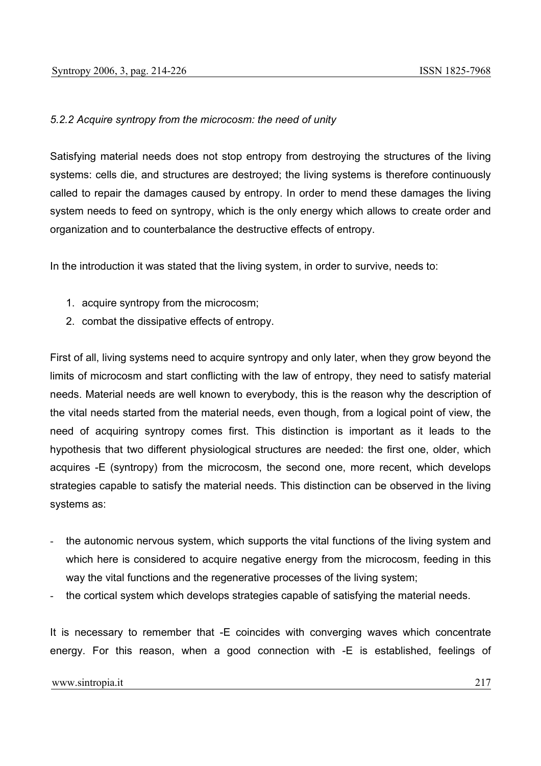*5.2.2 Acquire syntropy from the microcosm: the need of unity*

Satisfying material needs does not stop entropy from destroying the structures of the living systems: cells die, and structures are destroyed; the living systems is therefore continuously called to repair the damages caused by entropy. In order to mend these damages the living system needs to feed on syntropy, which is the only energy which allows to create order and organization and to counterbalance the destructive effects of entropy.

In the introduction it was stated that the living system, in order to survive, needs to:

1. acquire syntropy from the microcosm;
2. combat the dissipative effects of entropy.

First of all, living systems need to acquire syntropy and only later, when they grow beyond the limits of microcosm and start conflicting with the law of entropy, they need to satisfy material needs. Material needs are well known to everybody, this is the reason why the description of the vital needs started from the material needs, even though, from a logical point of view, the need of acquiring syntropy comes first. This distinction is important as it leads to the hypothesis that two different physiological structures are needed: the first one, older, which acquires -E (syntropy) from the microcosm, the second one, more recent, which develops strategies capable to satisfy the material needs. This distinction can be observed in the living systems as:

- the autonomic nervous system, which supports the vital functions of the living system and which here is considered to acquire negative energy from the microcosm, feeding in this way the vital functions and the regenerative processes of the living system;
- the cortical system which develops strategies capable of satisfying the material needs.

It is necessary to remember that -E coincides with converging waves which concentrate energy. For this reason, when a good connection with -E is established, feelings of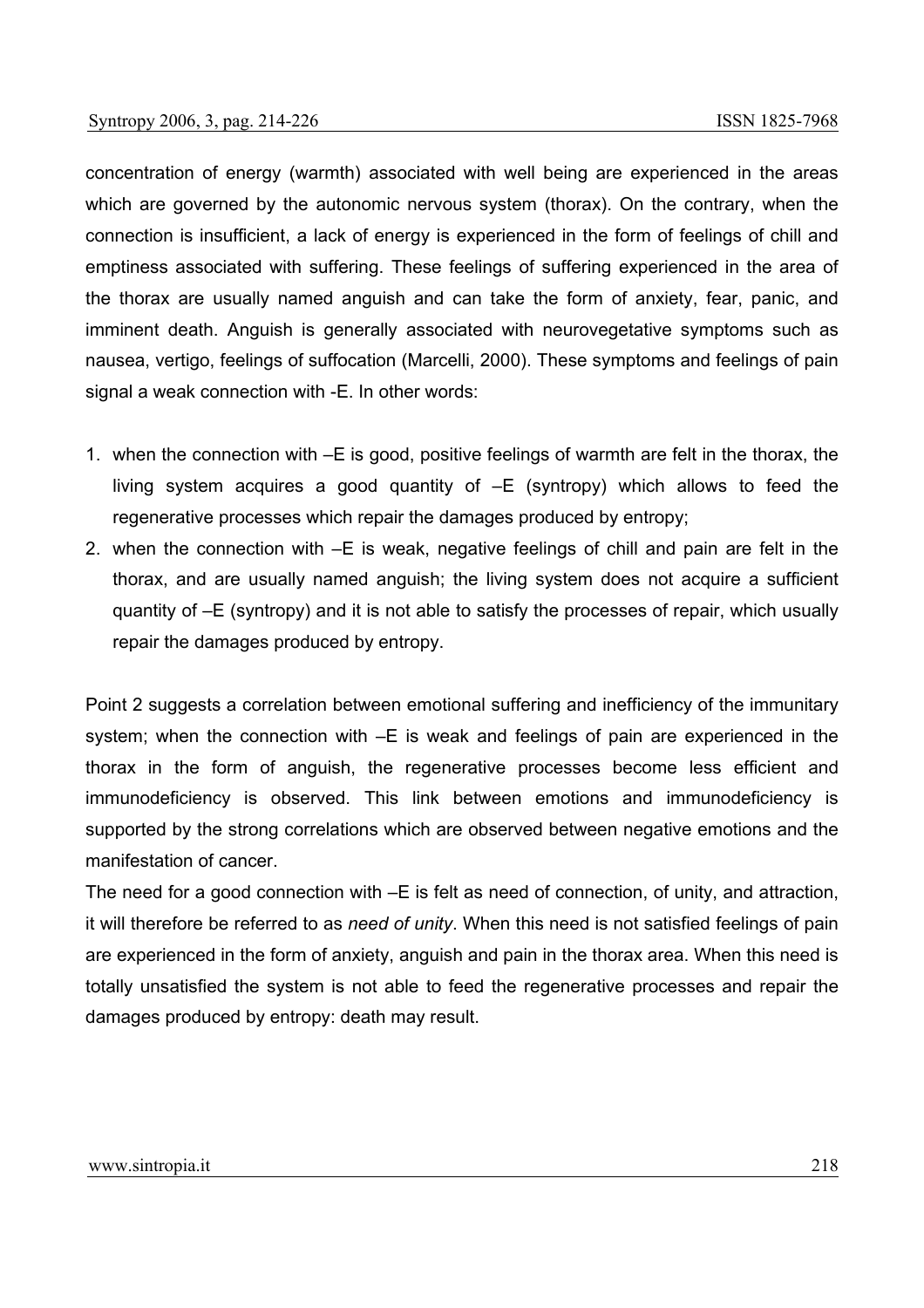concentration of energy (warmth) associated with well being are experienced in the areas which are governed by the autonomic nervous system (thorax). On the contrary, when the connection is insufficient, a lack of energy is experienced in the form of feelings of chill and emptiness associated with suffering. These feelings of suffering experienced in the area of the thorax are usually named anguish and can take the form of anxiety, fear, panic, and imminent death. Anguish is generally associated with neurovegetative symptoms such as nausea, vertigo, feelings of suffocation (Marcelli, 2000). These symptoms and feelings of pain signal a weak connection with -E. In other words:

1. when the connection with –E is good, positive feelings of warmth are felt in the thorax, the living system acquires a good quantity of –E (syntropy) which allows to feed the regenerative processes which repair the damages produced by entropy;
2. when the connection with –E is weak, negative feelings of chill and pain are felt in the thorax, and are usually named anguish; the living system does not acquire a sufficient quantity of –E (syntropy) and it is not able to satisfy the processes of repair, which usually repair the damages produced by entropy.

Point 2 suggests a correlation between emotional suffering and inefficiency of the immunitary system; when the connection with –E is weak and feelings of pain are experienced in the thorax in the form of anguish, the regenerative processes become less efficient and immunodeficiency is observed. This link between emotions and immunodeficiency is supported by the strong correlations which are observed between negative emotions and the manifestation of cancer.

The need for a good connection with –E is felt as need of connection, of unity, and attraction, it will therefore be referred to as *need of unity*. When this need is not satisfied feelings of pain are experienced in the form of anxiety, anguish and pain in the thorax area. When this need is totally unsatisfied the system is not able to feed the regenerative processes and repair the damages produced by entropy: death may result.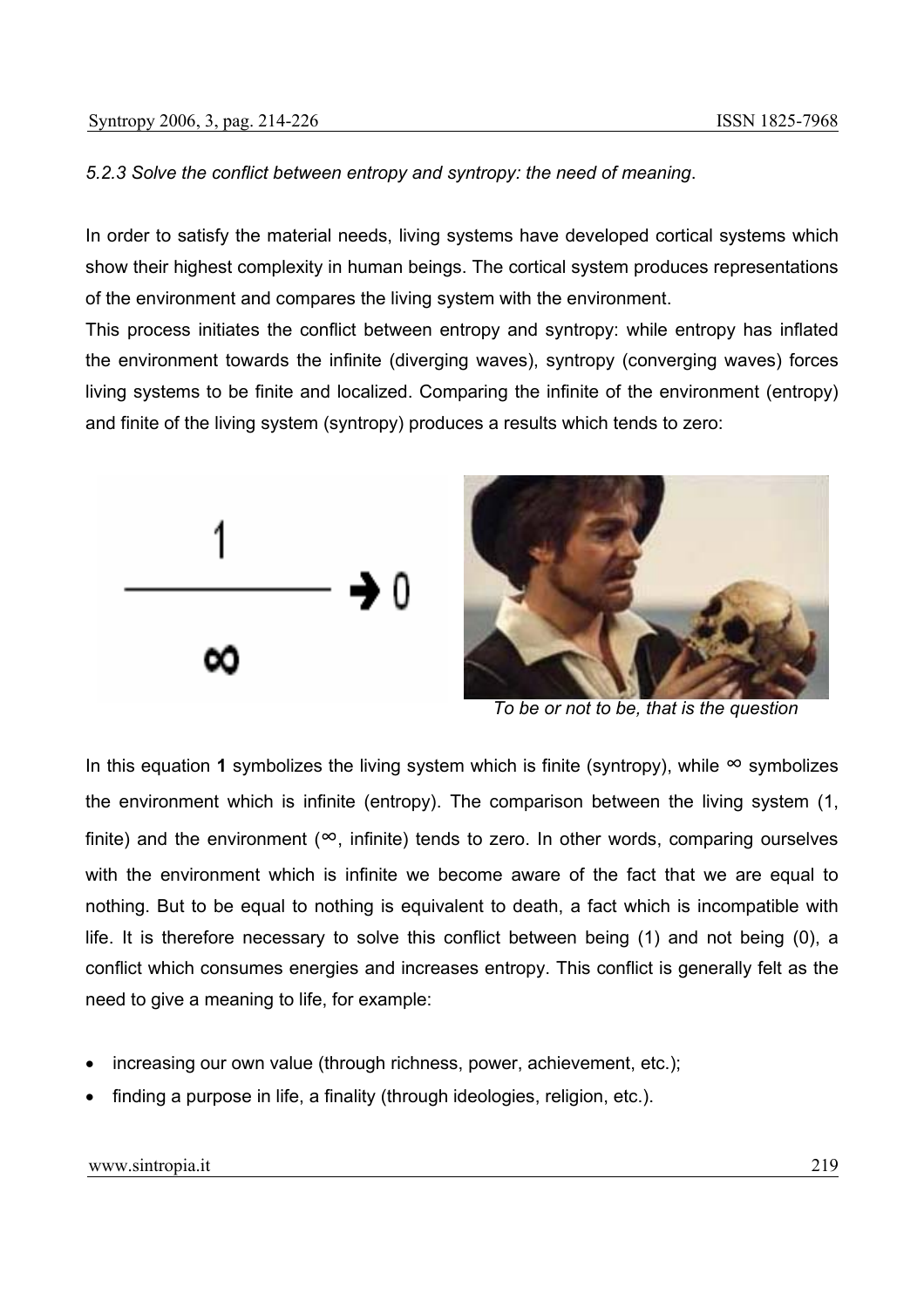*5.2.3 Solve the conflict between entropy and syntropy: the need of meaning.*

In order to satisfy the material needs, living systems have developed cortical systems which show their highest complexity in human beings. The cortical system produces representations of the environment and compares the living system with the environment.

This process initiates the conflict between entropy and syntropy: while entropy has inflated the environment towards the infinite (diverging waves), syntropy (converging waves) forces living systems to be finite and localized. Comparing the infinite of the environment (entropy) and finite of the living system (syntropy) produces a results which tends to zero:

$$\frac{1}{\infty} \rightarrow 0$$

*To be or not to be, that is the question*

In this equation **1** symbolizes the living system which is finite (syntropy), while $\infty$ symbolizes the environment which is infinite (entropy). The comparison between the living system (1, finite) and the environment ($\infty$, infinite) tends to zero. In other words, comparing ourselves with the environment which is infinite we become aware of the fact that we are equal to nothing. But to be equal to nothing is equivalent to death, a fact which is incompatible with life. It is therefore necessary to solve this conflict between being (1) and not being (0), a conflict which consumes energies and increases entropy. This conflict is generally felt as the need to give a meaning to life, for example:

- increasing our own value (through richness, power, achievement, etc.);
- finding a purpose in life, a finality (through ideologies, religion, etc.).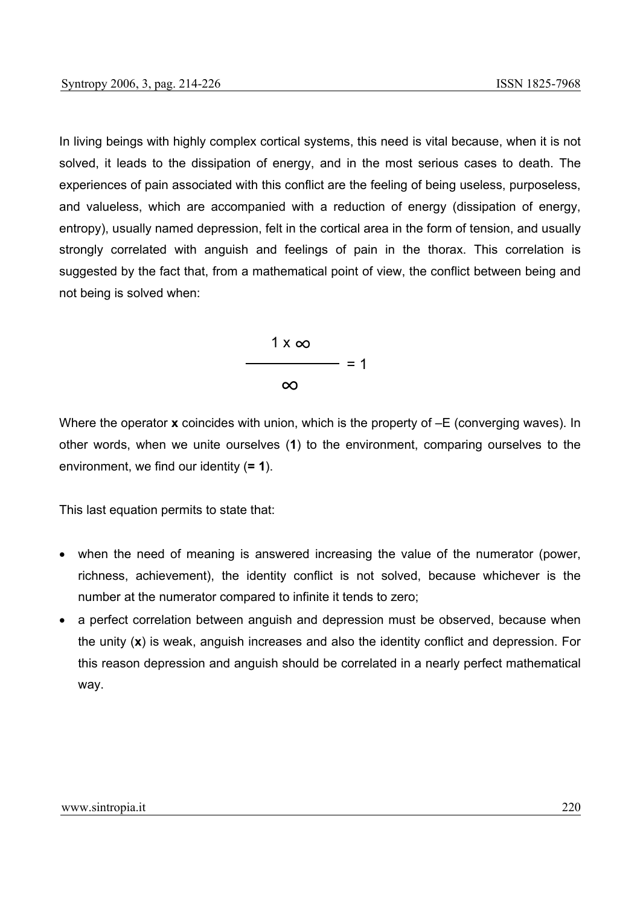In living beings with highly complex cortical systems, this need is vital because, when it is not solved, it leads to the dissipation of energy, and in the most serious cases to death. The experiences of pain associated with this conflict are the feeling of being useless, purposeless, and valueless, which are accompanied with a reduction of energy (dissipation of energy, entropy), usually named depression, felt in the cortical area in the form of tension, and usually strongly correlated with anguish and feelings of pain in the thorax. This correlation is suggested by the fact that, from a mathematical point of view, the conflict between being and not being is solved when:

$$\frac{1 \times \infty}{\infty} = 1$$

Where the operator **x** coincides with union, which is the property of –E (converging waves). In other words, when we unite ourselves (**1**) to the environment, comparing ourselves to the environment, we find our identity (**= 1**).

This last equation permits to state that:

- when the need of meaning is answered increasing the value of the numerator (power, richness, achievement), the identity conflict is not solved, because whichever is the number at the numerator compared to infinite it tends to zero;
- a perfect correlation between anguish and depression must be observed, because when the unity (**x**) is weak, anguish increases and also the identity conflict and depression. For this reason depression and anguish should be correlated in a nearly perfect mathematical way.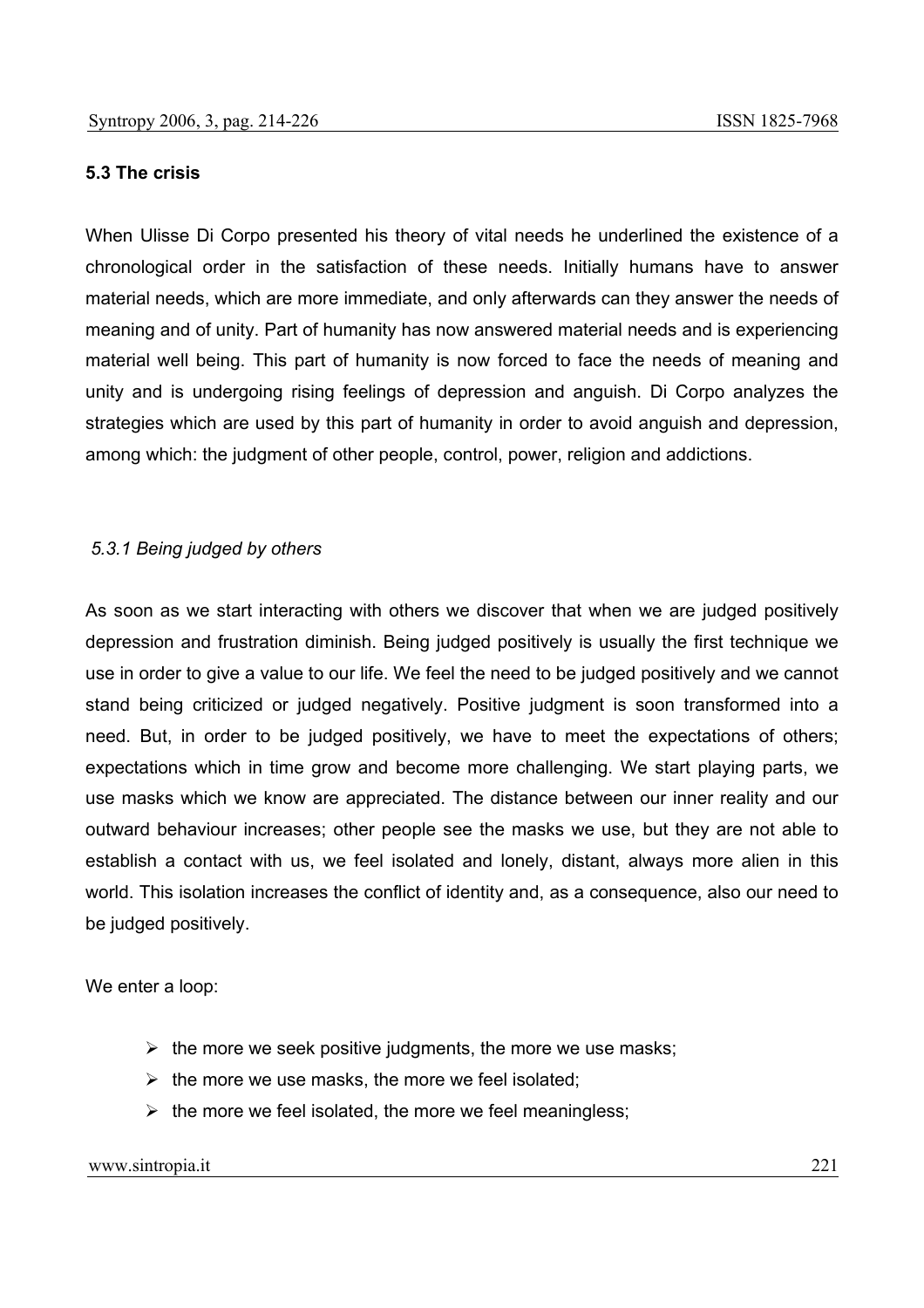### 5.3 The crisis

When Ulisse Di Corpo presented his theory of vital needs he underlined the existence of a chronological order in the satisfaction of these needs. Initially humans have to answer material needs, which are more immediate, and only afterwards can they answer the needs of meaning and of unity. Part of humanity has now answered material needs and is experiencing material well being. This part of humanity is now forced to face the needs of meaning and unity and is undergoing rising feelings of depression and anguish. Di Corpo analyzes the strategies which are used by this part of humanity in order to avoid anguish and depression, among which: the judgment of other people, control, power, religion and addictions.

#### *5.3.1 Being judged by others*

As soon as we start interacting with others we discover that when we are judged positively depression and frustration diminish. Being judged positively is usually the first technique we use in order to give a value to our life. We feel the need to be judged positively and we cannot stand being criticized or judged negatively. Positive judgment is soon transformed into a need. But, in order to be judged positively, we have to meet the expectations of others; expectations which in time grow and become more challenging. We start playing parts, we use masks which we know are appreciated. The distance between our inner reality and our outward behaviour increases; other people see the masks we use, but they are not able to establish a contact with us, we feel isolated and lonely, distant, always more alien in this world. This isolation increases the conflict of identity and, as a consequence, also our need to be judged positively.

We enter a loop:

- the more we seek positive judgments, the more we use masks;
- the more we use masks, the more we feel isolated;
- the more we feel isolated, the more we feel meaningless;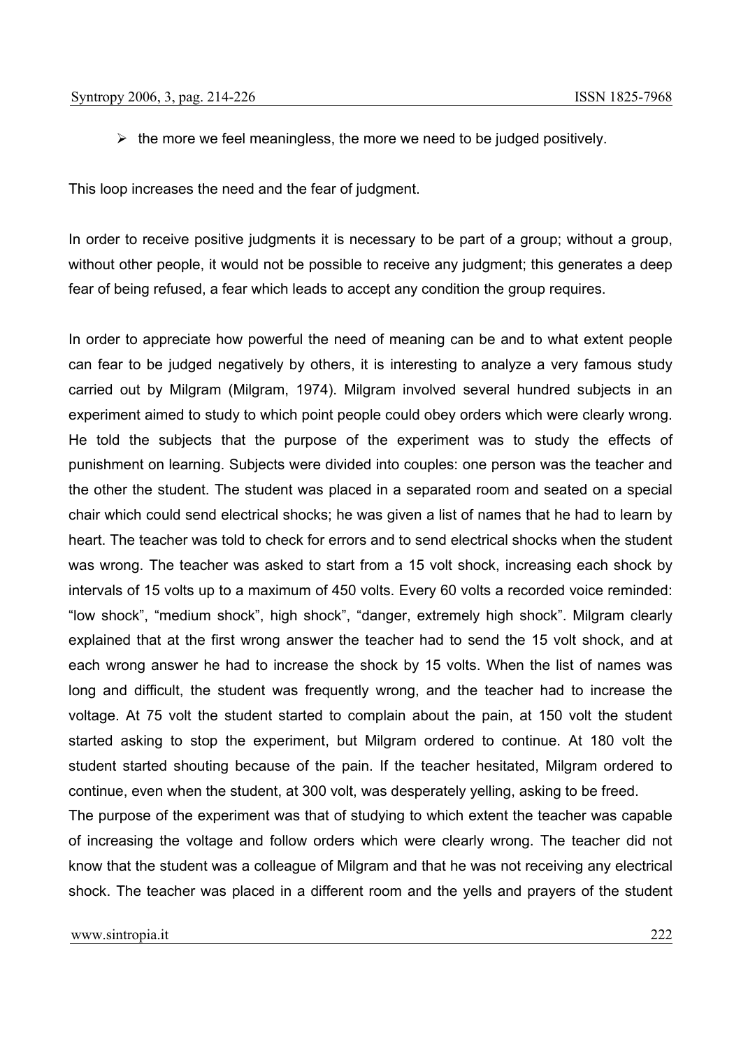- the more we feel meaningless, the more we need to be judged positively.

This loop increases the need and the fear of judgment.

In order to receive positive judgments it is necessary to be part of a group; without a group, without other people, it would not be possible to receive any judgment; this generates a deep fear of being refused, a fear which leads to accept any condition the group requires.

In order to appreciate how powerful the need of meaning can be and to what extent people can fear to be judged negatively by others, it is interesting to analyze a very famous study carried out by Milgram (Milgram, 1974). Milgram involved several hundred subjects in an experiment aimed to study to which point people could obey orders which were clearly wrong. He told the subjects that the purpose of the experiment was to study the effects of punishment on learning. Subjects were divided into couples: one person was the teacher and the other the student. The student was placed in a separated room and seated on a special chair which could send electrical shocks; he was given a list of names that he had to learn by heart. The teacher was told to check for errors and to send electrical shocks when the student was wrong. The teacher was asked to start from a 15 volt shock, increasing each shock by intervals of 15 volts up to a maximum of 450 volts. Every 60 volts a recorded voice reminded: "low shock", "medium shock", high shock", "danger, extremely high shock". Milgram clearly explained that at the first wrong answer the teacher had to send the 15 volt shock, and at each wrong answer he had to increase the shock by 15 volts. When the list of names was long and difficult, the student was frequently wrong, and the teacher had to increase the voltage. At 75 volt the student started to complain about the pain, at 150 volt the student started asking to stop the experiment, but Milgram ordered to continue. At 180 volt the student started shouting because of the pain. If the teacher hesitated, Milgram ordered to continue, even when the student, at 300 volt, was desperately yelling, asking to be freed.

The purpose of the experiment was that of studying to which extent the teacher was capable of increasing the voltage and follow orders which were clearly wrong. The teacher did not know that the student was a colleague of Milgram and that he was not receiving any electrical shock. The teacher was placed in a different room and the yells and prayers of the student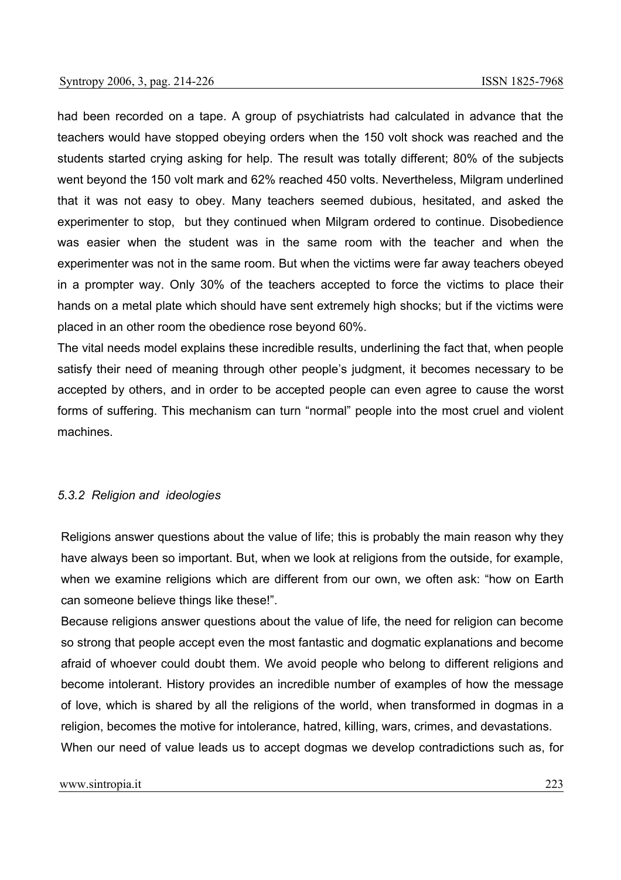had been recorded on a tape. A group of psychiatrists had calculated in advance that the teachers would have stopped obeying orders when the 150 volt shock was reached and the students started crying asking for help. The result was totally different; 80% of the subjects went beyond the 150 volt mark and 62% reached 450 volts. Nevertheless, Milgram underlined that it was not easy to obey. Many teachers seemed dubious, hesitated, and asked the experimenter to stop, but they continued when Milgram ordered to continue. Disobedience was easier when the student was in the same room with the teacher and when the experimenter was not in the same room. But when the victims were far away teachers obeyed in a prompter way. Only 30% of the teachers accepted to force the victims to place their hands on a metal plate which should have sent extremely high shocks; but if the victims were placed in an other room the obedience rose beyond 60%.

The vital needs model explains these incredible results, underlining the fact that, when people satisfy their need of meaning through other people's judgment, it becomes necessary to be accepted by others, and in order to be accepted people can even agree to cause the worst forms of suffering. This mechanism can turn "normal" people into the most cruel and violent machines.

#### *5.3.2 Religion and ideologies*

Religions answer questions about the value of life; this is probably the main reason why they have always been so important. But, when we look at religions from the outside, for example, when we examine religions which are different from our own, we often ask: "how on Earth can someone believe things like these!".

Because religions answer questions about the value of life, the need for religion can become so strong that people accept even the most fantastic and dogmatic explanations and become afraid of whoever could doubt them. We avoid people who belong to different religions and become intolerant. History provides an incredible number of examples of how the message of love, which is shared by all the religions of the world, when transformed in dogmas in a religion, becomes the motive for intolerance, hatred, killing, wars, crimes, and devastations.

When our need of value leads us to accept dogmas we develop contradictions such as, for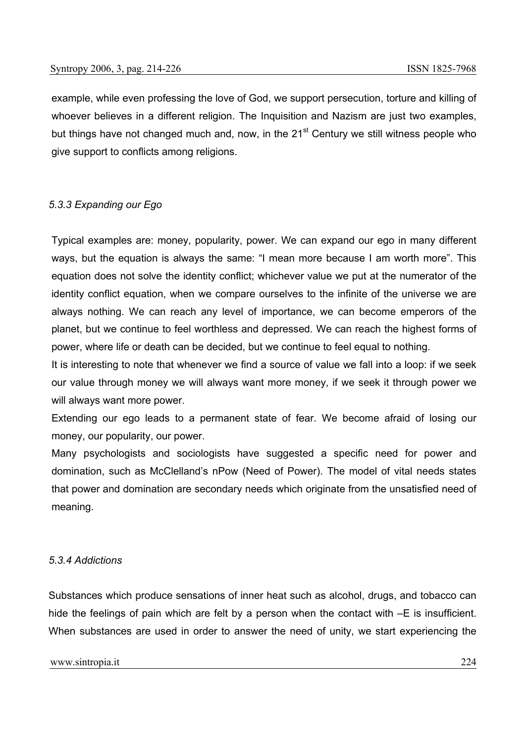example, while even professing the love of God, we support persecution, torture and killing of whoever believes in a different religion. The Inquisition and Nazism are just two examples, but things have not changed much and, now, in the $21^{st}$ Century we still witness people who give support to conflicts among religions.

### *5.3.3 Expanding our Ego*

Typical examples are: money, popularity, power. We can expand our ego in many different ways, but the equation is always the same: "I mean more because I am worth more". This equation does not solve the identity conflict; whichever value we put at the numerator of the identity conflict equation, when we compare ourselves to the infinite of the universe we are always nothing. We can reach any level of importance, we can become emperors of the planet, but we continue to feel worthless and depressed. We can reach the highest forms of power, where life or death can be decided, but we continue to feel equal to nothing.

It is interesting to note that whenever we find a source of value we fall into a loop: if we seek our value through money we will always want more money, if we seek it through power we will always want more power.

Extending our ego leads to a permanent state of fear. We become afraid of losing our money, our popularity, our power.

Many psychologists and sociologists have suggested a specific need for power and domination, such as McClelland's nPow (Need of Power). The model of vital needs states that power and domination are secondary needs which originate from the unsatisfied need of meaning.

### *5.3.4 Addictions*

Substances which produce sensations of inner heat such as alcohol, drugs, and tobacco can hide the feelings of pain which are felt by a person when the contact with –E is insufficient. When substances are used in order to answer the need of unity, we start experiencing the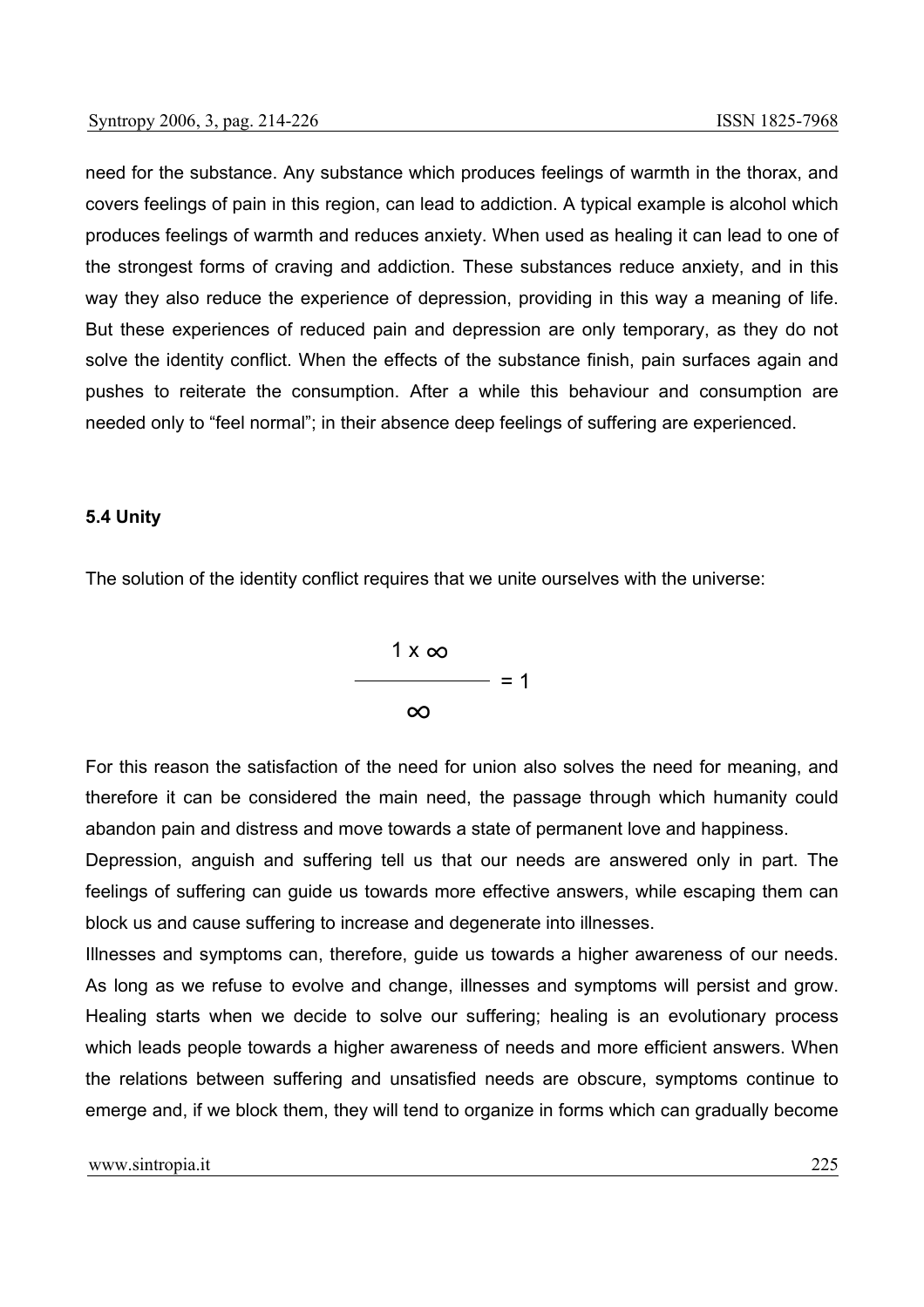need for the substance. Any substance which produces feelings of warmth in the thorax, and covers feelings of pain in this region, can lead to addiction. A typical example is alcohol which produces feelings of warmth and reduces anxiety. When used as healing it can lead to one of the strongest forms of craving and addiction. These substances reduce anxiety, and in this way they also reduce the experience of depression, providing in this way a meaning of life. But these experiences of reduced pain and depression are only temporary, as they do not solve the identity conflict. When the effects of the substance finish, pain surfaces again and pushes to reiterate the consumption. After a while this behaviour and consumption are needed only to "feel normal"; in their absence deep feelings of suffering are experienced.

### 5.4 Unity

The solution of the identity conflict requires that we unite ourselves with the universe:

$$\frac{1 \times \infty}{\infty} = 1$$

For this reason the satisfaction of the need for union also solves the need for meaning, and therefore it can be considered the main need, the passage through which humanity could abandon pain and distress and move towards a state of permanent love and happiness.

Depression, anguish and suffering tell us that our needs are answered only in part. The feelings of suffering can guide us towards more effective answers, while escaping them can block us and cause suffering to increase and degenerate into illnesses.

Illnesses and symptoms can, therefore, guide us towards a higher awareness of our needs. As long as we refuse to evolve and change, illnesses and symptoms will persist and grow. Healing starts when we decide to solve our suffering; healing is an evolutionary process which leads people towards a higher awareness of needs and more efficient answers. When the relations between suffering and unsatisfied needs are obscure, symptoms continue to emerge and, if we block them, they will tend to organize in forms which can gradually become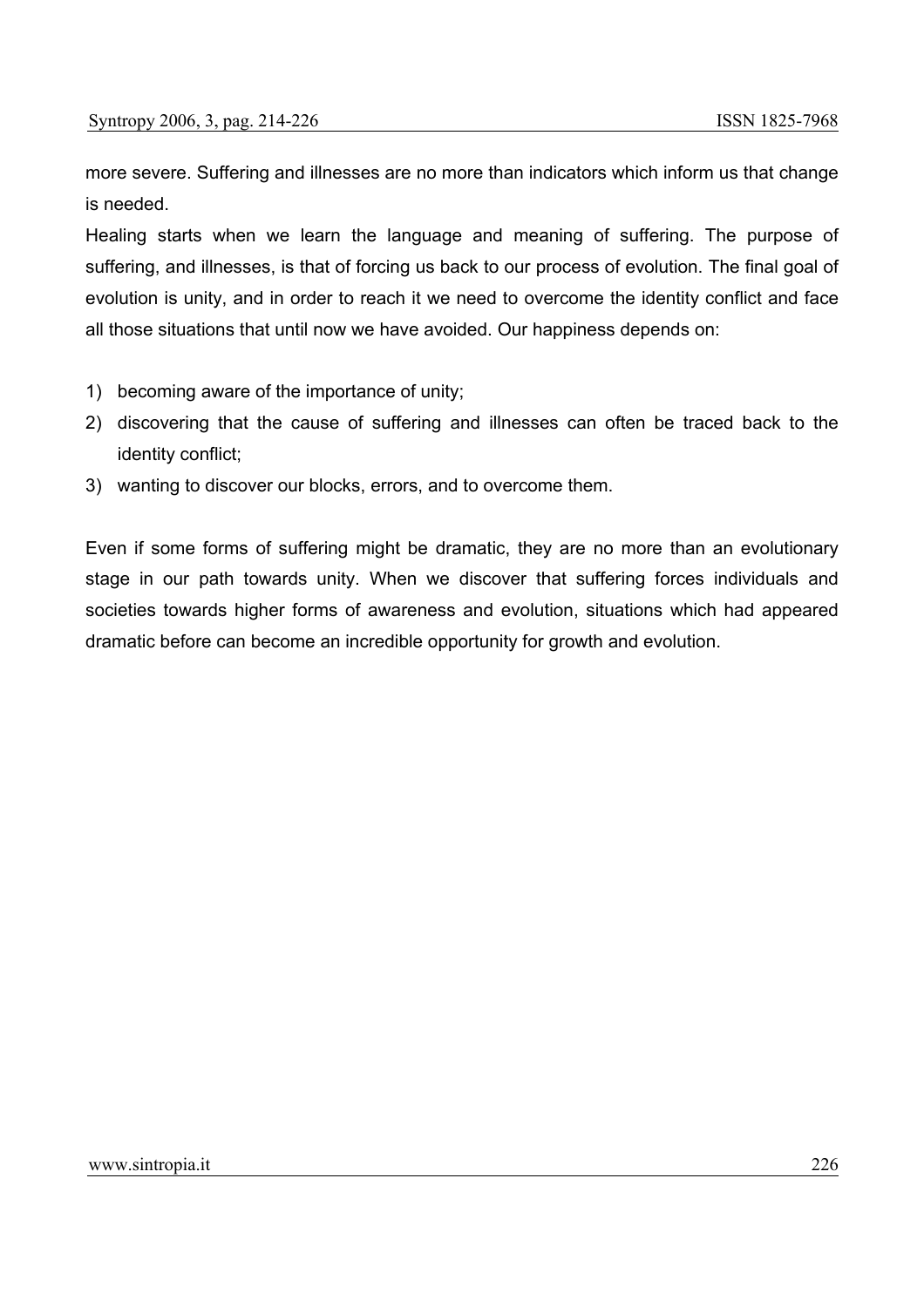more severe. Suffering and illnesses are no more than indicators which inform us that change is needed.

Healing starts when we learn the language and meaning of suffering. The purpose of suffering, and illnesses, is that of forcing us back to our process of evolution. The final goal of evolution is unity, and in order to reach it we need to overcome the identity conflict and face all those situations that until now we have avoided. Our happiness depends on:

1) becoming aware of the importance of unity;
2) discovering that the cause of suffering and illnesses can often be traced back to the identity conflict;
3) wanting to discover our blocks, errors, and to overcome them.

Even if some forms of suffering might be dramatic, they are no more than an evolutionary stage in our path towards unity. When we discover that suffering forces individuals and societies towards higher forms of awareness and evolution, situations which had appeared dramatic before can become an incredible opportunity for growth and evolution.